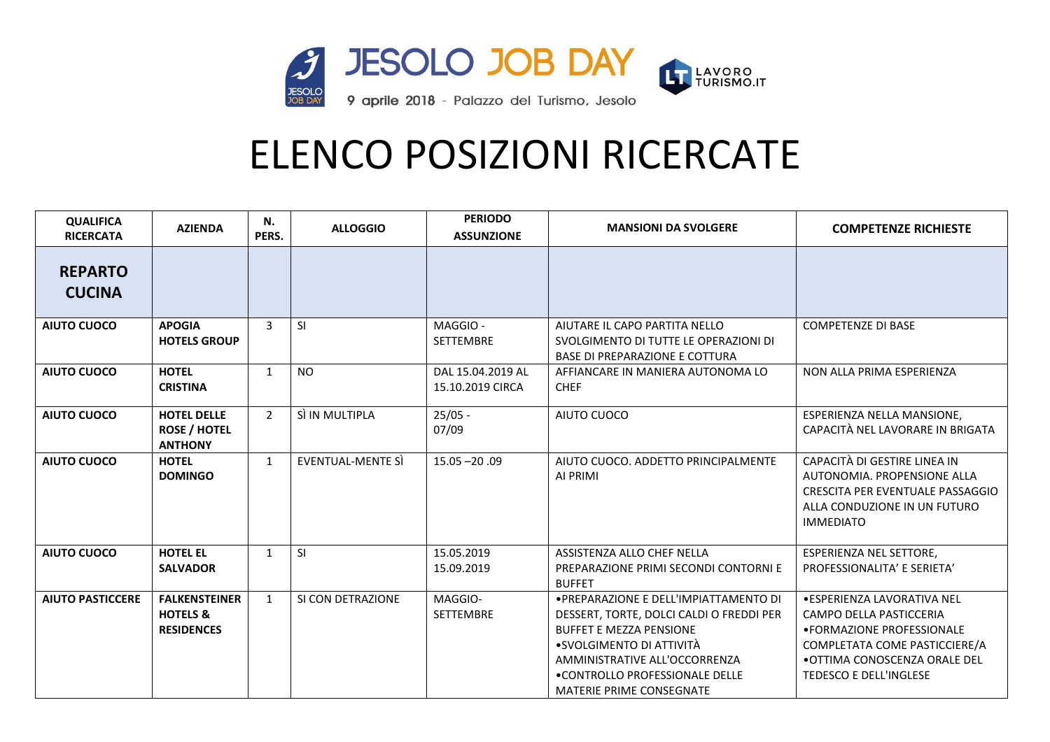JESOLO JOB DAY

9 aprile 2018 - Palazzo del Turismo, Jesolo

LAVORO TURISMO.IT

# ELENCO POSIZIONI RICERCATE

| QUALIFICA RICERCATA | AZIENDA | N. PERS. | ALLOGGIO | PERIODO ASSUNZIONE | MANSIONI DA SVOLGERE | COMPETENZE RICHIESTE |
|---|---|---|---|---|---|---|
| **REPARTO CUCINA** | | | | | | |
| **AIUTO CUOCO** | **APOGIA HOTELS GROUP** | 3 | SI | MAGGIO - SETTEMBRE | AIUTARE IL CAPO PARTITA NELLO SVOLGIMENTO DI TUTTE LE OPERAZIONI DI BASE DI PREPARAZIONE E COTTURA | COMPETENZE DI BASE |
| **AIUTO CUOCO** | **HOTEL CRISTINA** | 1 | NO | DAL 15.04.2019 AL 15.10.2019 CIRCA | AFFIANCARE IN MANIERA AUTONOMA LO CHEF | NON ALLA PRIMA ESPERIENZA |
| **AIUTO CUOCO** | **HOTEL DELLE ROSE / HOTEL ANTHONY** | 2 | SÌ IN MULTIPLA | 25/05 - 07/09 | AIUTO CUOCO | ESPERIENZA NELLA MANSIONE, CAPACITÀ NEL LAVORARE IN BRIGATA |
| **AIUTO CUOCO** | **HOTEL DOMINGO** | 1 | EVENTUAL-MENTE SÌ | 15.05 –20 .09 | AIUTO CUOCO. ADDETTO PRINCIPALMENTE AI PRIMI | CAPACITÀ DI GESTIRE LINEA IN AUTONOMIA. PROPENSIONE ALLA CRESCITA PER EVENTUALE PASSAGGIO ALLA CONDUZIONE IN UN FUTURO IMMEDIATO |
| **AIUTO CUOCO** | **HOTEL EL SALVADOR** | 1 | SI | 15.05.2019 15.09.2019 | ASSISTENZA ALLO CHEF NELLA PREPARAZIONE PRIMI SECONDI CONTORNI E BUFFET | ESPERIENZA NEL SETTORE, PROFESSIONALITA' E SERIETA' |
| **AIUTO PASTICCERE** | **FALKENSTEINER HOTELS & RESIDENCES** | 1 | SI CON DETRAZIONE | MAGGIO-SETTEMBRE | •PREPARAZIONE E DELL'IMPIATTAMENTO DI DESSERT, TORTE, DOLCI CALDI O FREDDI PER BUFFET E MEZZA PENSIONE •SVOLGIMENTO DI ATTIVITÀ AMMINISTRATIVE ALL'OCCORRENZA •CONTROLLO PROFESSIONALE DELLE MATERIE PRIME CONSEGNATE | •ESPERIENZA LAVORATIVA NEL CAMPO DELLA PASTICCERIA •FORMAZIONE PROFESSIONALE COMPLETATA COME PASTICCIERE/A •OTTIMA CONOSCENZA ORALE DEL TEDESCO E DELL'INGLESE |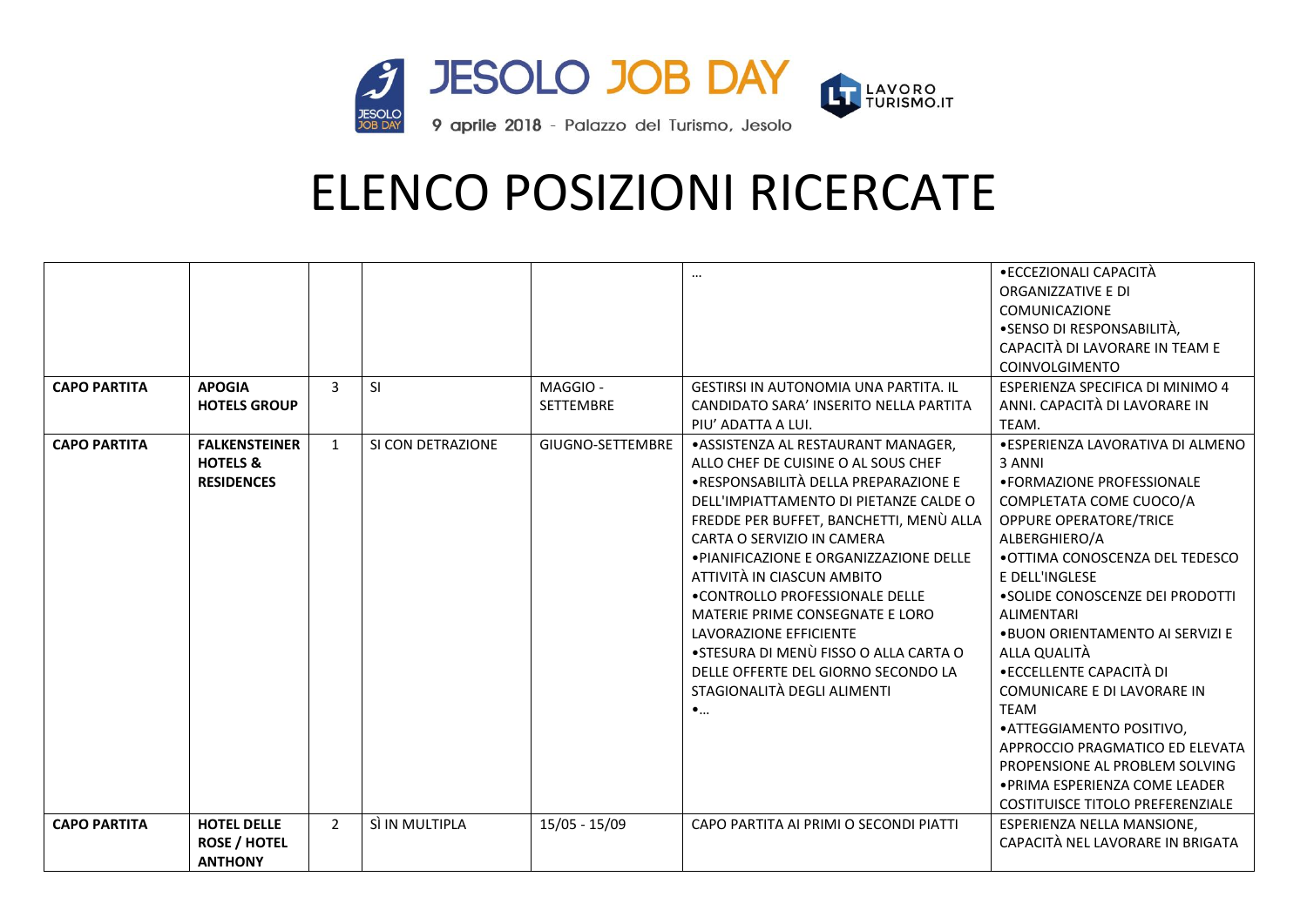# ELENCO POSIZIONI RICERCATE

| | | | | | | |
|---|---|---|---|---|---|---|
| | | | | | … | •ECCEZIONALI CAPACITÀ ORGANIZZATIVE E DI COMUNICAZIONE<br>•SENSO DI RESPONSABILITÀ, CAPACITÀ DI LAVORARE IN TEAM E COINVOLGIMENTO |
| **CAPO PARTITA** | **APOGIA HOTELS GROUP** | 3 | SI | MAGGIO - SETTEMBRE | GESTIRSI IN AUTONOMIA UNA PARTITA. IL CANDIDATO SARA' INSERITO NELLA PARTITA PIU' ADATTA A LUI. | ESPERIENZA SPECIFICA DI MINIMO 4 ANNI. CAPACITÀ DI LAVORARE IN TEAM. |
| **CAPO PARTITA** | **FALKENSTEINER HOTELS & RESIDENCES** | 1 | SI CON DETRAZIONE | GIUGNO-SETTEMBRE | •ASSISTENZA AL RESTAURANT MANAGER, ALLO CHEF DE CUISINE O AL SOUS CHEF<br>•RESPONSABILITÀ DELLA PREPARAZIONE E DELL'IMPIATTAMENTO DI PIETANZE CALDE O FREDDE PER BUFFET, BANCHETTI, MENÙ ALLA CARTA O SERVIZIO IN CAMERA<br>•PIANIFICAZIONE E ORGANIZZAZIONE DELLE ATTIVITÀ IN CIASCUN AMBITO<br>•CONTROLLO PROFESSIONALE DELLE MATERIE PRIME CONSEGNATE E LORO LAVORAZIONE EFFICIENTE<br>•STESURA DI MENÙ FISSO O ALLA CARTA O DELLE OFFERTE DEL GIORNO SECONDO LA STAGIONALITÀ DEGLI ALIMENTI<br>•… | •ESPERIENZA LAVORATIVA DI ALMENO 3 ANNI<br>•FORMAZIONE PROFESSIONALE COMPLETATA COME CUOCO/A OPPURE OPERATORE/TRICE ALBERGHIERO/A<br>•OTTIMA CONOSCENZA DEL TEDESCO E DELL'INGLESE<br>•SOLIDE CONOSCENZE DEI PRODOTTI ALIMENTARI<br>•BUON ORIENTAMENTO AI SERVIZI E ALLA QUALITÀ<br>•ECCELLENTE CAPACITÀ DI COMUNICARE E DI LAVORARE IN TEAM<br>•ATTEGGIAMENTO POSITIVO, APPROCCIO PRAGMATICO ED ELEVATA PROPENSIONE AL PROBLEM SOLVING<br>•PRIMA ESPERIENZA COME LEADER COSTITUISCE TITOLO PREFERENZIALE |
| **CAPO PARTITA** | **HOTEL DELLE ROSE / HOTEL ANTHONY** | 2 | SÌ IN MULTIPLA | 15/05 - 15/09 | CAPO PARTITA AI PRIMI O SECONDI PIATTI | ESPERIENZA NELLA MANSIONE, CAPACITÀ NEL LAVORARE IN BRIGATA |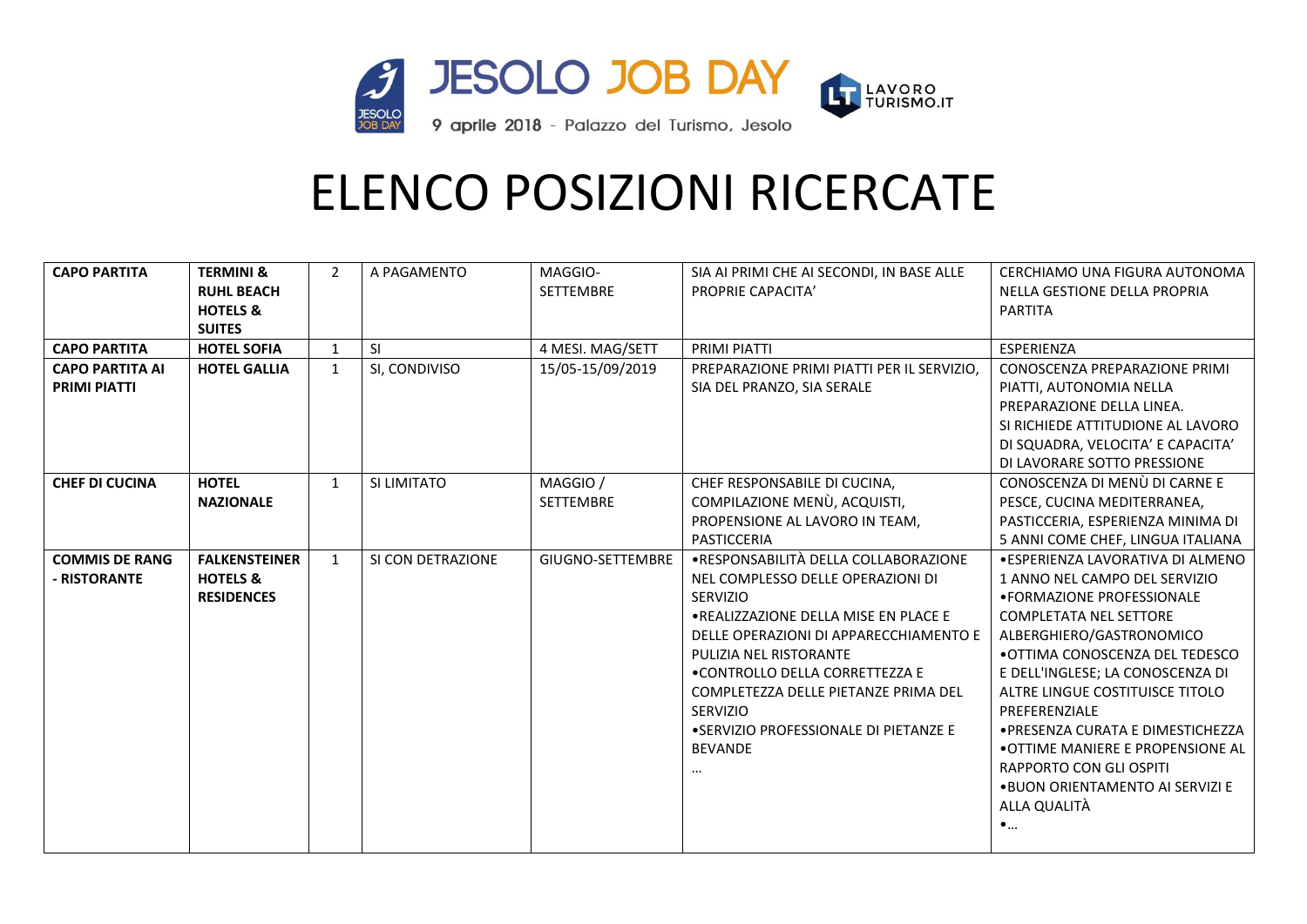JESOLO JOB DAY

9 aprile 2018 - Palazzo del Turismo, Jesolo

LAVORO TURISMO.IT

# ELENCO POSIZIONI RICERCATE

| | | | | | | |
|---|---|---|---|---|---|---|
| **CAPO PARTITA** | **TERMINI & RUHL BEACH HOTELS & SUITES** | 2 | A PAGAMENTO | MAGGIO-SETTEMBRE | SIA AI PRIMI CHE AI SECONDI, IN BASE ALLE PROPRIE CAPACITA' | CERCHIAMO UNA FIGURA AUTONOMA NELLA GESTIONE DELLA PROPRIA PARTITA |
| **CAPO PARTITA** | **HOTEL SOFIA** | 1 | SI | 4 MESI. MAG/SETT | PRIMI PIATTI | ESPERIENZA |
| **CAPO PARTITA AI PRIMI PIATTI** | **HOTEL GALLIA** | 1 | SI, CONDIVISO | 15/05-15/09/2019 | PREPARAZIONE PRIMI PIATTI PER IL SERVIZIO, SIA DEL PRANZO, SIA SERALE | CONOSCENZA PREPARAZIONE PRIMI PIATTI, AUTONOMIA NELLA PREPARAZIONE DELLA LINEA. SI RICHIEDE ATTITUDIONE AL LAVORO DI SQUADRA, VELOCITA' E CAPACITA' DI LAVORARE SOTTO PRESSIONE |
| **CHEF DI CUCINA** | **HOTEL NAZIONALE** | 1 | SI LIMITATO | MAGGIO / SETTEMBRE | CHEF RESPONSABILE DI CUCINA, COMPILAZIONE MENÙ, ACQUISTI, PROPENSIONE AL LAVORO IN TEAM, PASTICCERIA | CONOSCENZA DI MENÙ DI CARNE E PESCE, CUCINA MEDITERRANEA, PASTICCERIA, ESPERIENZA MINIMA DI 5 ANNI COME CHEF, LINGUA ITALIANA |
| **COMMIS DE RANG - RISTORANTE** | **FALKENSTEINER HOTELS & RESIDENCES** | 1 | SI CON DETRAZIONE | GIUGNO-SETTEMBRE | •RESPONSABILITÀ DELLA COLLABORAZIONE NEL COMPLESSO DELLE OPERAZIONI DI SERVIZIO •REALIZZAZIONE DELLA MISE EN PLACE E DELLE OPERAZIONI DI APPARECCHIAMENTO E PULIZIA NEL RISTORANTE •CONTROLLO DELLA CORRETTEZZA E COMPLETEZZA DELLE PIETANZE PRIMA DEL SERVIZIO •SERVIZIO PROFESSIONALE DI PIETANZE E BEVANDE … | •ESPERIENZA LAVORATIVA DI ALMENO 1 ANNO NEL CAMPO DEL SERVIZIO •FORMAZIONE PROFESSIONALE COMPLETATA NEL SETTORE ALBERGHIERO/GASTRONOMICO •OTTIMA CONOSCENZA DEL TEDESCO E DELL'INGLESE; LA CONOSCENZA DI ALTRE LINGUE COSTITUISCE TITOLO PREFERENZIALE •PRESENZA CURATA E DIMESTICHEZZA •OTTIME MANIERE E PROPENSIONE AL RAPPORTO CON GLI OSPITI •BUON ORIENTAMENTO AI SERVIZI E ALLA QUALITÀ •… |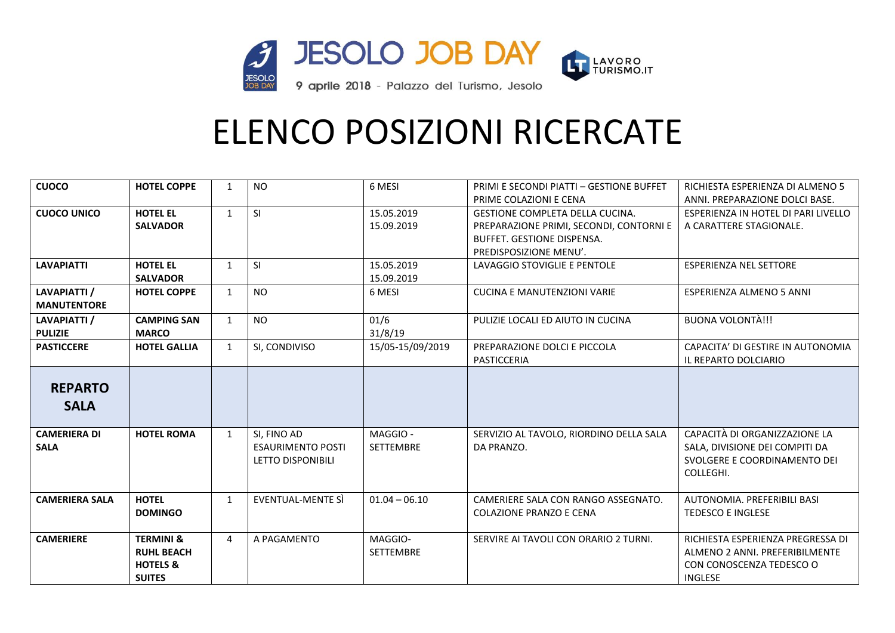JESOLO JOB DAY

9 aprile 2018 - Palazzo del Turismo, Jesolo

LAVORO TURISMO.IT

# ELENCO POSIZIONI RICERCATE

| | | | | | | |
|---|---|---|---|---|---|---|
| **CUOCO** | **HOTEL COPPE** | 1 | NO | 6 MESI | PRIMI E SECONDI PIATTI – GESTIONE BUFFET PRIME COLAZIONI E CENA | RICHIESTA ESPERIENZA DI ALMENO 5 ANNI. PREPARAZIONE DOLCI BASE. |
| **CUOCO UNICO** | **HOTEL EL SALVADOR** | 1 | SI | 15.05.2019 15.09.2019 | GESTIONE COMPLETA DELLA CUCINA. PREPARAZIONE PRIMI, SECONDI, CONTORNI E BUFFET. GESTIONE DISPENSA. PREDISPOSIZIONE MENU'. | ESPERIENZA IN HOTEL DI PARI LIVELLO A CARATTERE STAGIONALE. |
| **LAVAPIATTI** | **HOTEL EL SALVADOR** | 1 | SI | 15.05.2019 15.09.2019 | LAVAGGIO STOVIGLIE E PENTOLE | ESPERIENZA NEL SETTORE |
| **LAVAPIATTI / MANUTENTORE** | **HOTEL COPPE** | 1 | NO | 6 MESI | CUCINA E MANUTENZIONI VARIE | ESPERIENZA ALMENO 5 ANNI |
| **LAVAPIATTI / PULIZIE** | **CAMPING SAN MARCO** | 1 | NO | 01/6 31/8/19 | PULIZIE LOCALI ED AIUTO IN CUCINA | BUONA VOLONTÀ!!! |
| **PASTICCERE** | **HOTEL GALLIA** | 1 | SI, CONDIVISO | 15/05-15/09/2019 | PREPARAZIONE DOLCI E PICCOLA PASTICCERIA | CAPACITA' DI GESTIRE IN AUTONOMIA IL REPARTO DOLCIARIO |
| **REPARTO SALA** | | | | | | |
| **CAMERIERA DI SALA** | **HOTEL ROMA** | 1 | SI, FINO AD ESAURIMENTO POSTI LETTO DISPONIBILI | MAGGIO - SETTEMBRE | SERVIZIO AL TAVOLO, RIORDINO DELLA SALA DA PRANZO. | CAPACITÀ DI ORGANIZZAZIONE LA SALA, DIVISIONE DEI COMPITI DA SVOLGERE E COORDINAMENTO DEI COLLEGHI. |
| **CAMERIERA SALA** | **HOTEL DOMINGO** | 1 | EVENTUAL-MENTE SÌ | 01.04 – 06.10 | CAMERIERE SALA CON RANGO ASSEGNATO. COLAZIONE PRANZO E CENA | AUTONOMIA. PREFERIBILI BASI TEDESCO E INGLESE |
| **CAMERIERE** | **TERMINI & RUHL BEACH HOTELS & SUITES** | 4 | A PAGAMENTO | MAGGIO-SETTEMBRE | SERVIRE AI TAVOLI CON ORARIO 2 TURNI. | RICHIESTA ESPERIENZA PREGRESSA DI ALMENO 2 ANNI. PREFERIBILMENTE CON CONOSCENZA TEDESCO O INGLESE |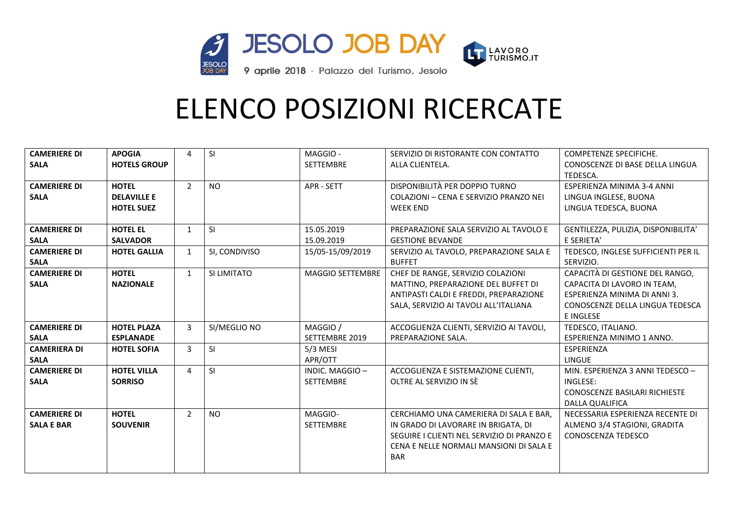JESOLO JOB DAY

9 aprile 2018 - Palazzo del Turismo, Jesolo

LAVORO TURISMO.IT

# ELENCO POSIZIONI RICERCATE

| | | | | | | |
|---|---|---|---|---|---|---|
| **CAMERIERE DI SALA** | **APOGIA HOTELS GROUP** | 4 | SI | MAGGIO - SETTEMBRE | SERVIZIO DI RISTORANTE CON CONTATTO ALLA CLIENTELA. | COMPETENZE SPECIFICHE. CONOSCENZE DI BASE DELLA LINGUA TEDESCA. |
| **CAMERIERE DI SALA** | **HOTEL DELAVILLE E HOTEL SUEZ** | 2 | NO | APR - SETT | DISPONIBILITÀ PER DOPPIO TURNO COLAZIONI – CENA E SERVIZIO PRANZO NEI WEEK END | ESPERIENZA MINIMA 3-4 ANNI LINGUA INGLESE, BUONA LINGUA TEDESCA, BUONA |
| **CAMERIERE DI SALA** | **HOTEL EL SALVADOR** | 1 | SI | 15.05.2019 15.09.2019 | PREPARAZIONE SALA SERVIZIO AL TAVOLO E GESTIONE BEVANDE | GENTILEZZA, PULIZIA, DISPONIBILITA' E SERIETA' |
| **CAMERIERE DI SALA** | **HOTEL GALLIA** | 1 | SI, CONDIVISO | 15/05-15/09/2019 | SERVIZIO AL TAVOLO, PREPARAZIONE SALA E BUFFET | TEDESCO, INGLESE SUFFICIENTI PER IL SERVIZIO. |
| **CAMERIERE DI SALA** | **HOTEL NAZIONALE** | 1 | SI LIMITATO | MAGGIO SETTEMBRE | CHEF DE RANGE, SERVIZIO COLAZIONI MATTINO, PREPARAZIONE DEL BUFFET DI ANTIPASTI CALDI E FREDDI, PREPARAZIONE SALA, SERVIZIO AI TAVOLI ALL'ITALIANA | CAPACITÀ DI GESTIONE DEL RANGO, CAPACITA DI LAVORO IN TEAM, ESPERIENZA MINIMA DI ANNI 3. CONOSCENZE DELLA LINGUA TEDESCA E INGLESE |
| **CAMERIERE DI SALA** | **HOTEL PLAZA ESPLANADE** | 3 | SI/MEGLIO NO | MAGGIO / SETTEMBRE 2019 | ACCOGLIENZA CLIENTI, SERVIZIO AI TAVOLI, PREPARAZIONE SALA. | TEDESCO, ITALIANO. ESPERIENZA MINIMO 1 ANNO. |
| **CAMERIERA DI SALA** | **HOTEL SOFIA** | 3 | SI | 5/3 MESI APR/OTT | | ESPERIENZA LINGUE |
| **CAMERIERE DI SALA** | **HOTEL VILLA SORRISO** | 4 | SI | INDIC. MAGGIO – SETTEMBRE | ACCOGLIENZA E SISTEMAZIONE CLIENTI, OLTRE AL SERVIZIO IN SÈ | MIN. ESPERIENZA 3 ANNI TEDESCO – INGLESE: CONOSCENZE BASILARI RICHIESTE DALLA QUALIFICA |
| **CAMERIERE DI SALA E BAR** | **HOTEL SOUVENIR** | 2 | NO | MAGGIO-SETTEMBRE | CERCHIAMO UNA CAMERIERA DI SALA E BAR, IN GRADO DI LAVORARE IN BRIGATA, DI SEGUIRE I CLIENTI NEL SERVIZIO DI PRANZO E CENA E NELLE NORMALI MANSIONI DI SALA E BAR | NECESSARIA ESPERIENZA RECENTE DI ALMENO 3/4 STAGIONI, GRADITA CONOSCENZA TEDESCO |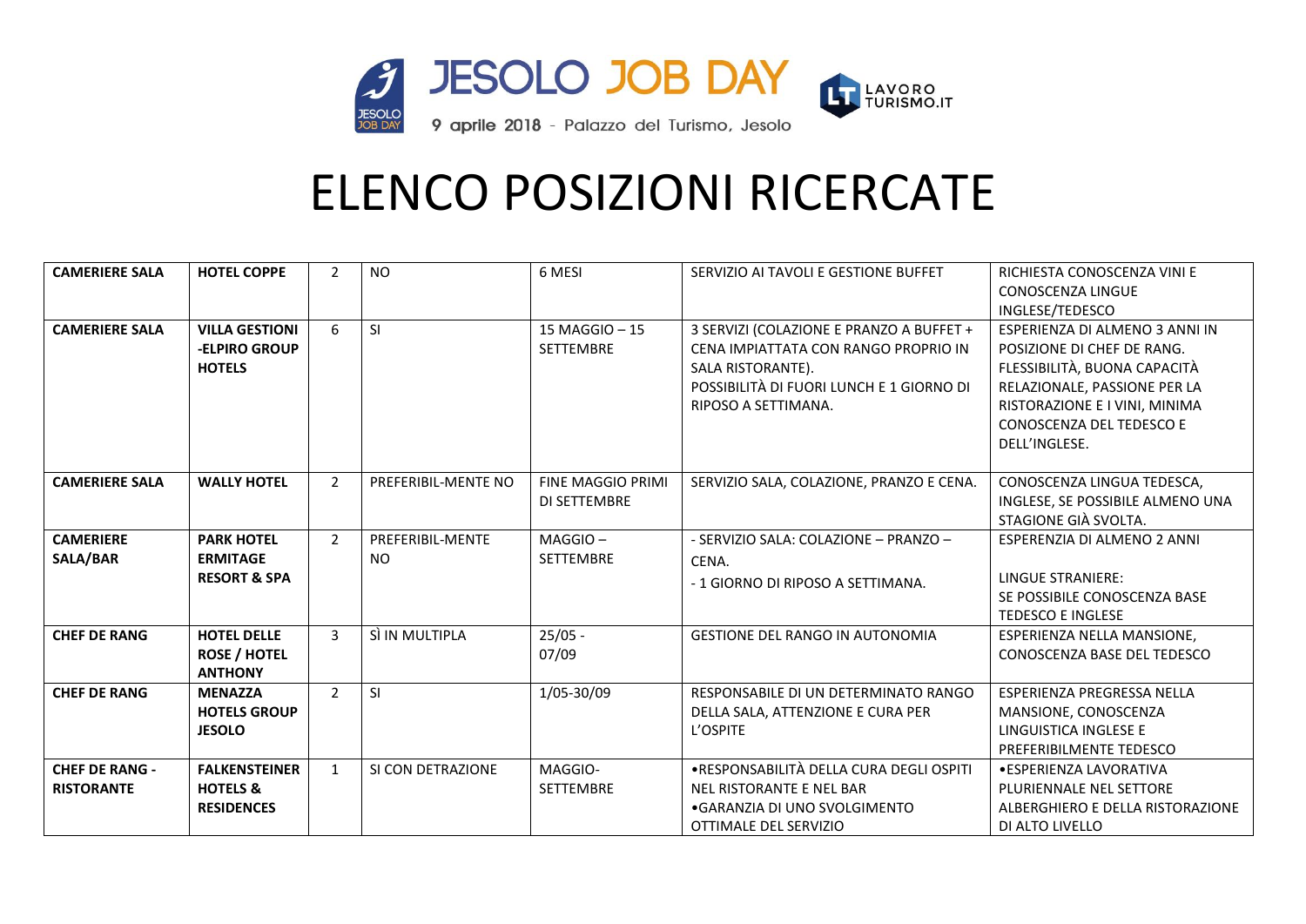# ELENCO POSIZIONI RICERCATE

| | | | | | | |
|---|---|---|---|---|---|---|
| **CAMERIERE SALA** | **HOTEL COPPE** | 2 | NO | 6 MESI | SERVIZIO AI TAVOLI E GESTIONE BUFFET | RICHIESTA CONOSCENZA VINI E CONOSCENZA LINGUE INGLESE/TEDESCO |
| **CAMERIERE SALA** | **VILLA GESTIONI -ELPIRO GROUP HOTELS** | 6 | SI | 15 MAGGIO – 15 SETTEMBRE | 3 SERVIZI (COLAZIONE E PRANZO A BUFFET + CENA IMPIATTATA CON RANGO PROPRIO IN SALA RISTORANTE). POSSIBILITÀ DI FUORI LUNCH E 1 GIORNO DI RIPOSO A SETTIMANA. | ESPERIENZA DI ALMENO 3 ANNI IN POSIZIONE DI CHEF DE RANG. FLESSIBILITÀ, BUONA CAPACITÀ RELAZIONALE, PASSIONE PER LA RISTORAZIONE E I VINI, MINIMA CONOSCENZA DEL TEDESCO E DELL'INGLESE. |
| **CAMERIERE SALA** | **WALLY HOTEL** | 2 | PREFERIBIL-MENTE NO | FINE MAGGIO PRIMI DI SETTEMBRE | SERVIZIO SALA, COLAZIONE, PRANZO E CENA. | CONOSCENZA LINGUA TEDESCA, INGLESE, SE POSSIBILE ALMENO UNA STAGIONE GIÀ SVOLTA. |
| **CAMERIERE SALA/BAR** | **PARK HOTEL ERMITAGE RESORT & SPA** | 2 | PREFERIBIL-MENTE NO | MAGGIO – SETTEMBRE | - SERVIZIO SALA: COLAZIONE – PRANZO – CENA.<br>- 1 GIORNO DI RIPOSO A SETTIMANA. | ESPERENZIA DI ALMENO 2 ANNI<br><br>LINGUE STRANIERE: SE POSSIBILE CONOSCENZA BASE TEDESCO E INGLESE |
| **CHEF DE RANG** | **HOTEL DELLE ROSE / HOTEL ANTHONY** | 3 | SÌ IN MULTIPLA | 25/05 - 07/09 | GESTIONE DEL RANGO IN AUTONOMIA | ESPERIENZA NELLA MANSIONE, CONOSCENZA BASE DEL TEDESCO |
| **CHEF DE RANG** | **MENAZZA HOTELS GROUP JESOLO** | 2 | SI | 1/05-30/09 | RESPONSABILE DI UN DETERMINATO RANGO DELLA SALA, ATTENZIONE E CURA PER L'OSPITE | ESPERIENZA PREGRESSA NELLA MANSIONE, CONOSCENZA LINGUISTICA INGLESE E PREFERIBILMENTE TEDESCO |
| **CHEF DE RANG - RISTORANTE** | **FALKENSTEINER HOTELS & RESIDENCES** | 1 | SI CON DETRAZIONE | MAGGIO-SETTEMBRE | •RESPONSABILITÀ DELLA CURA DEGLI OSPITI NEL RISTORANTE E NEL BAR<br>•GARANZIA DI UNO SVOLGIMENTO OTTIMALE DEL SERVIZIO | •ESPERIENZA LAVORATIVA PLURIENNALE NEL SETTORE ALBERGHIERO E DELLA RISTORAZIONE DI ALTO LIVELLO |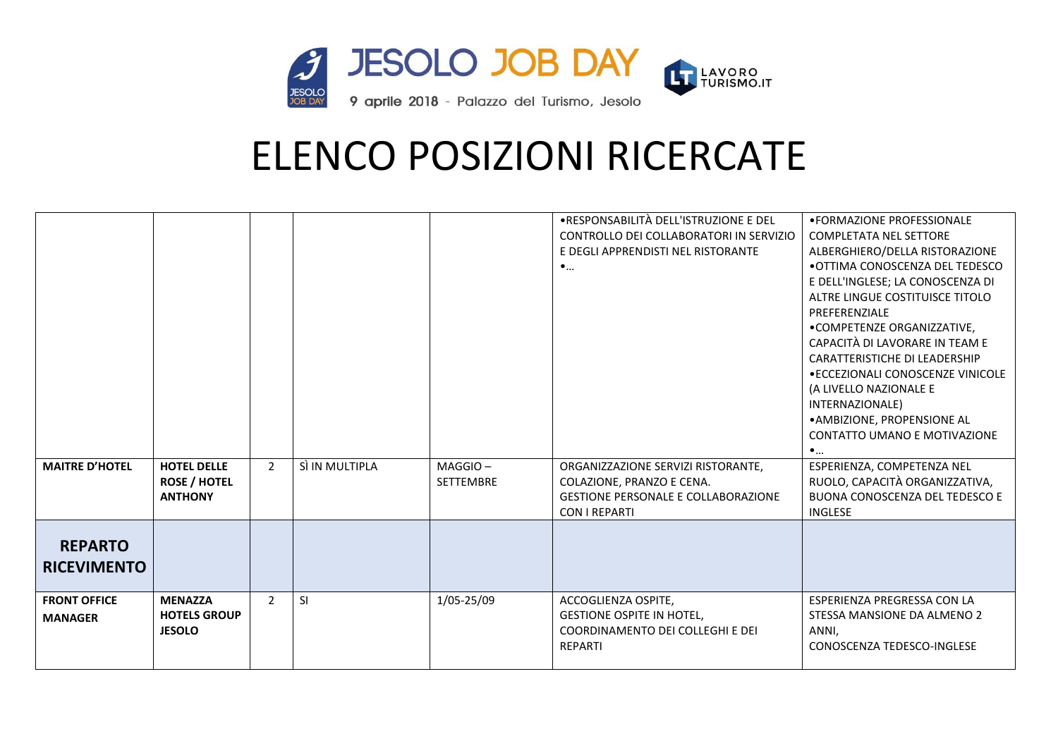# ELENCO POSIZIONI RICERCATE

| | | | | | | |
|---|---|---|---|---|---|---|
| | | | | | •RESPONSABILITÀ DELL'ISTRUZIONE E DEL CONTROLLO DEI COLLABORATORI IN SERVIZIO E DEGLI APPRENDISTI NEL RISTORANTE<br>•… | •FORMAZIONE PROFESSIONALE COMPLETATA NEL SETTORE ALBERGHIERO/DELLA RISTORAZIONE<br>•OTTIMA CONOSCENZA DEL TEDESCO E DELL'INGLESE; LA CONOSCENZA DI ALTRE LINGUE COSTITUISCE TITOLO PREFERENZIALE<br>•COMPETENZE ORGANIZZATIVE, CAPACITÀ DI LAVORARE IN TEAM E CARATTERISTICHE DI LEADERSHIP<br>•ECCEZIONALI CONOSCENZE VINICOLE (A LIVELLO NAZIONALE E INTERNAZIONALE)<br>•AMBIZIONE, PROPENSIONE AL CONTATTO UMANO E MOTIVAZIONE<br>•… |
| **MAITRE D'HOTEL** | **HOTEL DELLE ROSE / HOTEL ANTHONY** | 2 | SÌ IN MULTIPLA | MAGGIO – SETTEMBRE | ORGANIZZAZIONE SERVIZI RISTORANTE, COLAZIONE, PRANZO E CENA.<br>GESTIONE PERSONALE E COLLABORAZIONE CON I REPARTI | ESPERIENZA, COMPETENZA NEL RUOLO, CAPACITÀ ORGANIZZATIVA, BUONA CONOSCENZA DEL TEDESCO E INGLESE |
| **REPARTO RICEVIMENTO** | | | | | | |
| **FRONT OFFICE MANAGER** | **MENAZZA HOTELS GROUP JESOLO** | 2 | SI | 1/05-25/09 | ACCOGLIENZA OSPITE,<br>GESTIONE OSPITE IN HOTEL,<br>COORDINAMENTO DEI COLLEGHI E DEI REPARTI | ESPERIENZA PREGRESSA CON LA STESSA MANSIONE DA ALMENO 2 ANNI,<br>CONOSCENZA TEDESCO-INGLESE |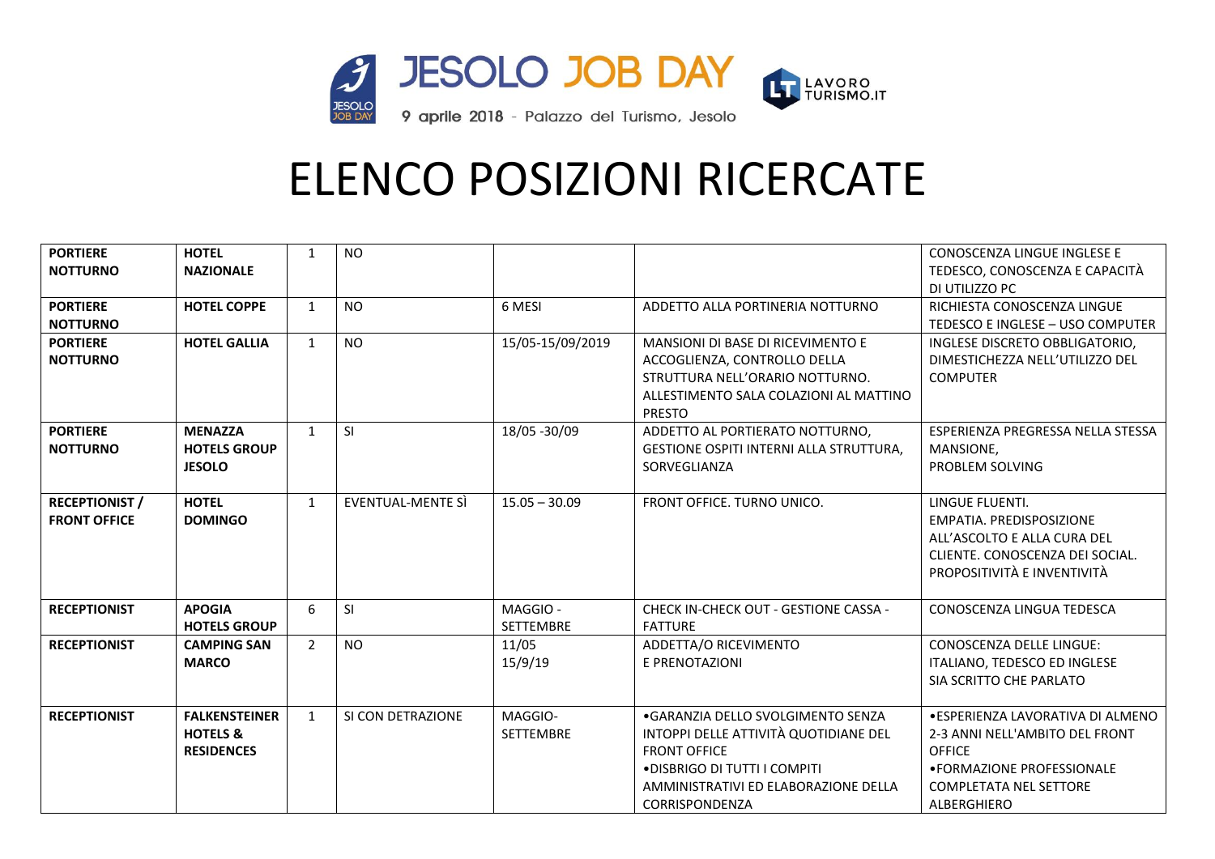JESOLO JOB DAY

9 aprile 2018 - Palazzo del Turismo, Jesolo

LAVORO TURISMO.IT

# ELENCO POSIZIONI RICERCATE

| | | | | | | |
|---|---|---|---|---|---|---|
| **PORTIERE NOTTURNO** | **HOTEL NAZIONALE** | 1 | NO | | | CONOSCENZA LINGUE INGLESE E TEDESCO, CONOSCENZA E CAPACITÀ DI UTILIZZO PC |
| **PORTIERE NOTTURNO** | **HOTEL COPPE** | 1 | NO | 6 MESI | ADDETTO ALLA PORTINERIA NOTTURNO | RICHIESTA CONOSCENZA LINGUE TEDESCO E INGLESE – USO COMPUTER |
| **PORTIERE NOTTURNO** | **HOTEL GALLIA** | 1 | NO | 15/05-15/09/2019 | MANSIONI DI BASE DI RICEVIMENTO E ACCOGLIENZA, CONTROLLO DELLA STRUTTURA NELL'ORARIO NOTTURNO. ALLESTIMENTO SALA COLAZIONI AL MATTINO PRESTO | INGLESE DISCRETO OBBLIGATORIO, DIMESTICHEZZA NELL'UTILIZZO DEL COMPUTER |
| **PORTIERE NOTTURNO** | **MENAZZA HOTELS GROUP JESOLO** | 1 | SI | 18/05 -30/09 | ADDETTO AL PORTIERATO NOTTURNO, GESTIONE OSPITI INTERNI ALLA STRUTTURA, SORVEGLIANZA | ESPERIENZA PREGRESSA NELLA STESSA MANSIONE, PROBLEM SOLVING |
| **RECEPTIONIST / FRONT OFFICE** | **HOTEL DOMINGO** | 1 | EVENTUAL-MENTE SÌ | 15.05 – 30.09 | FRONT OFFICE. TURNO UNICO. | LINGUE FLUENTI. EMPATIA. PREDISPOSIZIONE ALL'ASCOLTO E ALLA CURA DEL CLIENTE. CONOSCENZA DEI SOCIAL. PROPOSITIVITÀ E INVENTIVITÀ |
| **RECEPTIONIST** | **APOGIA HOTELS GROUP** | 6 | SI | MAGGIO - SETTEMBRE | CHECK IN-CHECK OUT - GESTIONE CASSA - FATTURE | CONOSCENZA LINGUA TEDESCA |
| **RECEPTIONIST** | **CAMPING SAN MARCO** | 2 | NO | 11/05 15/9/19 | ADDETTA/O RICEVIMENTO E PRENOTAZIONI | CONOSCENZA DELLE LINGUE: ITALIANO, TEDESCO ED INGLESE SIA SCRITTO CHE PARLATO |
| **RECEPTIONIST** | **FALKENSTEINER HOTELS & RESIDENCES** | 1 | SI CON DETRAZIONE | MAGGIO- SETTEMBRE | •GARANZIA DELLO SVOLGIMENTO SENZA INTOPPI DELLE ATTIVITÀ QUOTIDIANE DEL FRONT OFFICE •DISBRIGO DI TUTTI I COMPITI AMMINISTRATIVI ED ELABORAZIONE DELLA CORRISPONDENZA | •ESPERIENZA LAVORATIVA DI ALMENO 2-3 ANNI NELL'AMBITO DEL FRONT OFFICE •FORMAZIONE PROFESSIONALE COMPLETATA NEL SETTORE ALBERGHIERO |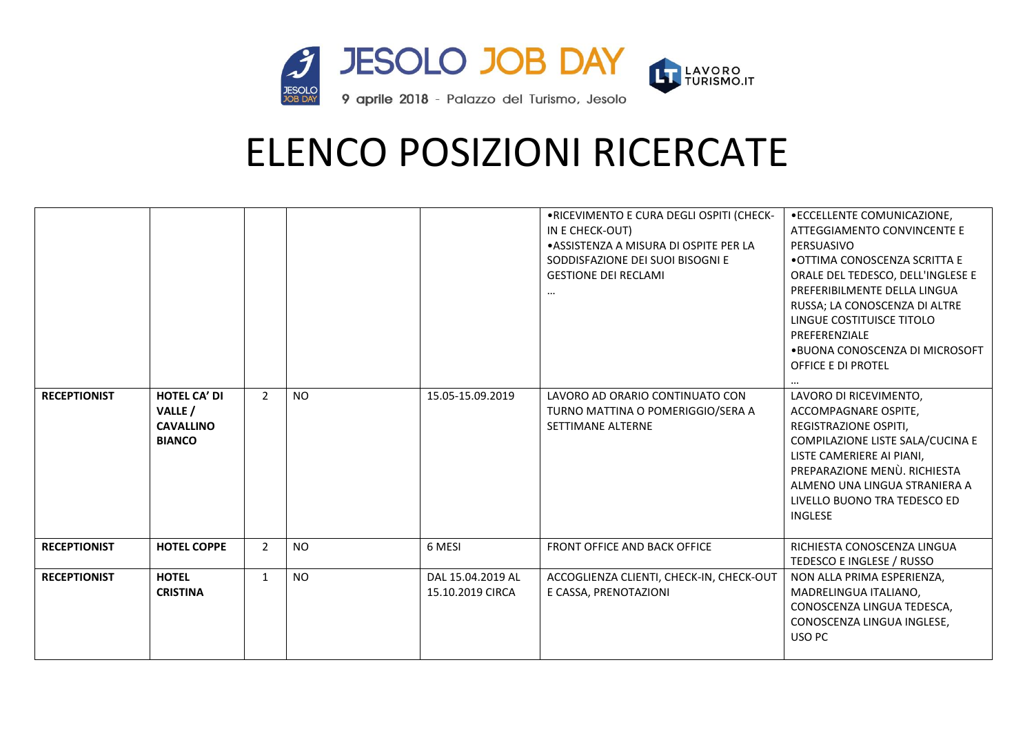JESOLO JOB DAY

9 aprile 2018 - Palazzo del Turismo, Jesolo

LAVORO TURISMO.IT

# ELENCO POSIZIONI RICERCATE

| | | | | | | |
|---|---|---|---|---|---|---|
| | | | | | •RICEVIMENTO E CURA DEGLI OSPITI (CHECK-IN E CHECK-OUT)<br>•ASSISTENZA A MISURA DI OSPITE PER LA SODDISFAZIONE DEI SUOI BISOGNI E GESTIONE DEI RECLAMI<br>… | •ECCELLENTE COMUNICAZIONE, ATTEGGIAMENTO CONVINCENTE E PERSUASIVO<br>•OTTIMA CONOSCENZA SCRITTA E ORALE DEL TEDESCO, DELL'INGLESE E PREFERIBILMENTE DELLA LINGUA RUSSA; LA CONOSCENZA DI ALTRE LINGUE COSTITUISCE TITOLO PREFERENZIALE<br>•BUONA CONOSCENZA DI MICROSOFT OFFICE E DI PROTEL<br>… |
| **RECEPTIONIST** | **HOTEL CA' DI VALLE / CAVALLINO BIANCO** | 2 | NO | 15.05-15.09.2019 | LAVORO AD ORARIO CONTINUATO CON TURNO MATTINA O POMERIGGIO/SERA A SETTIMANE ALTERNE | LAVORO DI RICEVIMENTO, ACCOMPAGNARE OSPITE, REGISTRAZIONE OSPITI, COMPILAZIONE LISTE SALA/CUCINA E LISTE CAMERIERE AI PIANI, PREPARAZIONE MENÙ. RICHIESTA ALMENO UNA LINGUA STRANIERA A LIVELLO BUONO TRA TEDESCO ED INGLESE |
| **RECEPTIONIST** | **HOTEL COPPE** | 2 | NO | 6 MESI | FRONT OFFICE AND BACK OFFICE | RICHIESTA CONOSCENZA LINGUA TEDESCO E INGLESE / RUSSO |
| **RECEPTIONIST** | **HOTEL CRISTINA** | 1 | NO | DAL 15.04.2019 AL 15.10.2019 CIRCA | ACCOGLIENZA CLIENTI, CHECK-IN, CHECK-OUT E CASSA, PRENOTAZIONI | NON ALLA PRIMA ESPERIENZA, MADRELINGUA ITALIANO, CONOSCENZA LINGUA TEDESCA, CONOSCENZA LINGUA INGLESE, USO PC |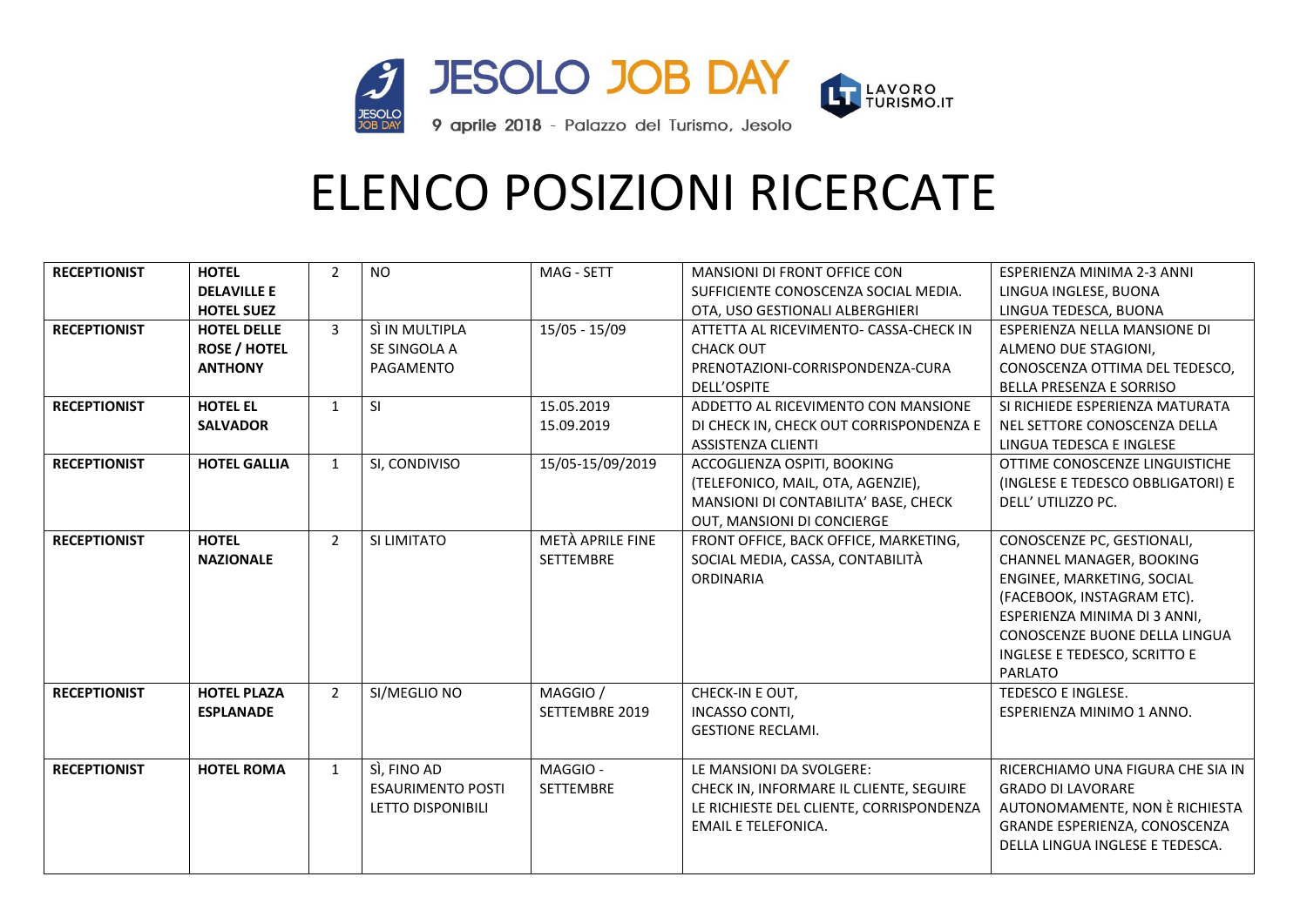JESOLO JOB DAY

9 aprile 2018 - Palazzo del Turismo, Jesolo

LAVORO TURISMO.IT

# ELENCO POSIZIONI RICERCATE

| | | | | | | |
|---|---|---|---|---|---|---|
| **RECEPTIONIST** | **HOTEL DELAVILLE E HOTEL SUEZ** | 2 | NO | MAG - SETT | MANSIONI DI FRONT OFFICE CON SUFFICIENTE CONOSCENZA SOCIAL MEDIA. OTA, USO GESTIONALI ALBERGHIERI | ESPERIENZA MINIMA 2-3 ANNI LINGUA INGLESE, BUONA LINGUA TEDESCA, BUONA |
| **RECEPTIONIST** | **HOTEL DELLE ROSE / HOTEL ANTHONY** | 3 | SÌ IN MULTIPLA SE SINGOLA A PAGAMENTO | 15/05 - 15/09 | ATTETTA AL RICEVIMENTO- CASSA-CHECK IN CHACK OUT PRENOTAZIONI-CORRISPONDENZA-CURA DELL'OSPITE | ESPERIENZA NELLA MANSIONE DI ALMENO DUE STAGIONI, CONOSCENZA OTTIMA DEL TEDESCO, BELLA PRESENZA E SORRISO |
| **RECEPTIONIST** | **HOTEL EL SALVADOR** | 1 | SI | 15.05.2019 15.09.2019 | ADDETTO AL RICEVIMENTO CON MANSIONE DI CHECK IN, CHECK OUT CORRISPONDENZA E ASSISTENZA CLIENTI | SI RICHIEDE ESPERIENZA MATURATA NEL SETTORE CONOSCENZA DELLA LINGUA TEDESCA E INGLESE |
| **RECEPTIONIST** | **HOTEL GALLIA** | 1 | SI, CONDIVISO | 15/05-15/09/2019 | ACCOGLIENZA OSPITI, BOOKING (TELEFONICO, MAIL, OTA, AGENZIE), MANSIONI DI CONTABILITA' BASE, CHECK OUT, MANSIONI DI CONCIERGE | OTTIME CONOSCENZE LINGUISTICHE (INGLESE E TEDESCO OBBLIGATORI) E DELL' UTILIZZO PC. |
| **RECEPTIONIST** | **HOTEL NAZIONALE** | 2 | SI LIMITATO | METÀ APRILE FINE SETTEMBRE | FRONT OFFICE, BACK OFFICE, MARKETING, SOCIAL MEDIA, CASSA, CONTABILITÀ ORDINARIA | CONOSCENZE PC, GESTIONALI, CHANNEL MANAGER, BOOKING ENGINEE, MARKETING, SOCIAL (FACEBOOK, INSTAGRAM ETC). ESPERIENZA MINIMA DI 3 ANNI, CONOSCENZE BUONE DELLA LINGUA INGLESE E TEDESCO, SCRITTO E PARLATO |
| **RECEPTIONIST** | **HOTEL PLAZA ESPLANADE** | 2 | SI/MEGLIO NO | MAGGIO / SETTEMBRE 2019 | CHECK-IN E OUT, INCASSO CONTI, GESTIONE RECLAMI. | TEDESCO E INGLESE. ESPERIENZA MINIMO 1 ANNO. |
| **RECEPTIONIST** | **HOTEL ROMA** | 1 | SÌ, FINO AD ESAURIMENTO POSTI LETTO DISPONIBILI | MAGGIO - SETTEMBRE | LE MANSIONI DA SVOLGERE: CHECK IN, INFORMARE IL CLIENTE, SEGUIRE LE RICHIESTE DEL CLIENTE, CORRISPONDENZA EMAIL E TELEFONICA. | RICERCHIAMO UNA FIGURA CHE SIA IN GRADO DI LAVORARE AUTONOMAMENTE, NON È RICHIESTA GRANDE ESPERIENZA, CONOSCENZA DELLA LINGUA INGLESE E TEDESCA. |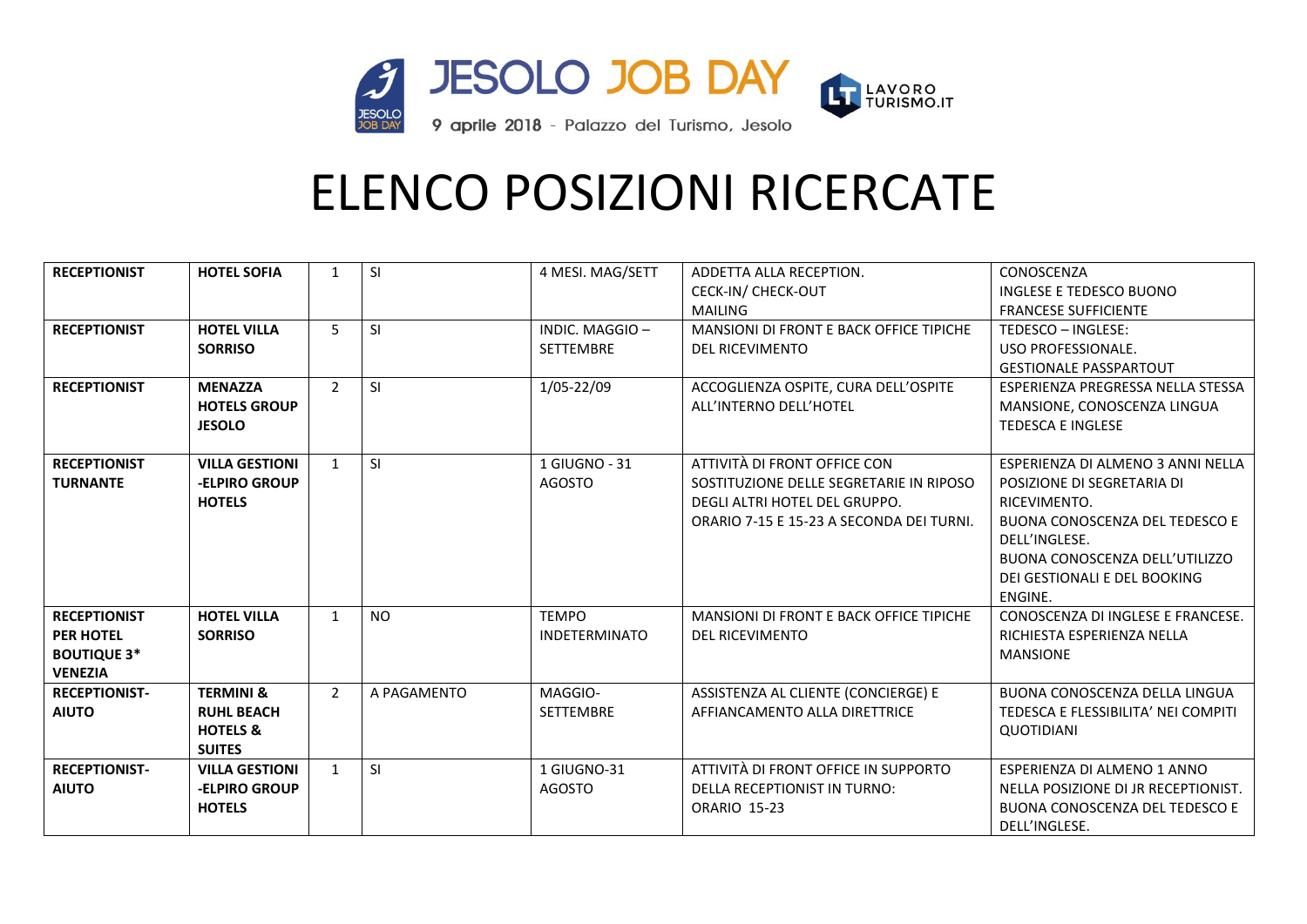JESOLO JOB DAY

9 aprile 2018 - Palazzo del Turismo, Jesolo

LAVORO TURISMO.IT

# ELENCO POSIZIONI RICERCATE

| | | | | | | |
|---|---|---|---|---|---|---|
| **RECEPTIONIST** | **HOTEL SOFIA** | 1 | SI | 4 MESI. MAG/SETT | ADDETTA ALLA RECEPTION.<br>CECK-IN/ CHECK-OUT<br>MAILING | CONOSCENZA<br>INGLESE E TEDESCO BUONO<br>FRANCESE SUFFICIENTE |
| **RECEPTIONIST** | **HOTEL VILLA SORRISO** | 5 | SI | INDIC. MAGGIO – SETTEMBRE | MANSIONI DI FRONT E BACK OFFICE TIPICHE DEL RICEVIMENTO | TEDESCO – INGLESE:<br>USO PROFESSIONALE.<br>GESTIONALE PASSPARTOUT |
| **RECEPTIONIST** | **MENAZZA HOTELS GROUP JESOLO** | 2 | SI | 1/05-22/09 | ACCOGLIENZA OSPITE, CURA DELL'OSPITE ALL'INTERNO DELL'HOTEL | ESPERIENZA PREGRESSA NELLA STESSA MANSIONE, CONOSCENZA LINGUA TEDESCA E INGLESE |
| **RECEPTIONIST TURNANTE** | **VILLA GESTIONI -ELPIRO GROUP HOTELS** | 1 | SI | 1 GIUGNO - 31 AGOSTO | ATTIVITÀ DI FRONT OFFICE CON SOSTITUZIONE DELLE SEGRETARIE IN RIPOSO DEGLI ALTRI HOTEL DEL GRUPPO.<br>ORARIO 7-15 E 15-23 A SECONDA DEI TURNI. | ESPERIENZA DI ALMENO 3 ANNI NELLA POSIZIONE DI SEGRETARIA DI RICEVIMENTO.<br>BUONA CONOSCENZA DEL TEDESCO E DELL'INGLESE.<br>BUONA CONOSCENZA DELL'UTILIZZO DEI GESTIONALI E DEL BOOKING ENGINE. |
| **RECEPTIONIST PER HOTEL BOUTIQUE 3* VENEZIA** | **HOTEL VILLA SORRISO** | 1 | NO | TEMPO INDETERMINATO | MANSIONI DI FRONT E BACK OFFICE TIPICHE DEL RICEVIMENTO | CONOSCENZA DI INGLESE E FRANCESE.<br>RICHIESTA ESPERIENZA NELLA MANSIONE |
| **RECEPTIONIST-AIUTO** | **TERMINI & RUHL BEACH HOTELS & SUITES** | 2 | A PAGAMENTO | MAGGIO-SETTEMBRE | ASSISTENZA AL CLIENTE (CONCIERGE) E AFFIANCAMENTO ALLA DIRETTRICE | BUONA CONOSCENZA DELLA LINGUA TEDESCA E FLESSIBILITA' NEI COMPITI QUOTIDIANI |
| **RECEPTIONIST-AIUTO** | **VILLA GESTIONI -ELPIRO GROUP HOTELS** | 1 | SI | 1 GIUGNO-31 AGOSTO | ATTIVITÀ DI FRONT OFFICE IN SUPPORTO DELLA RECEPTIONIST IN TURNO:<br>ORARIO 15-23 | ESPERIENZA DI ALMENO 1 ANNO NELLA POSIZIONE DI JR RECEPTIONIST.<br>BUONA CONOSCENZA DEL TEDESCO E DELL'INGLESE. |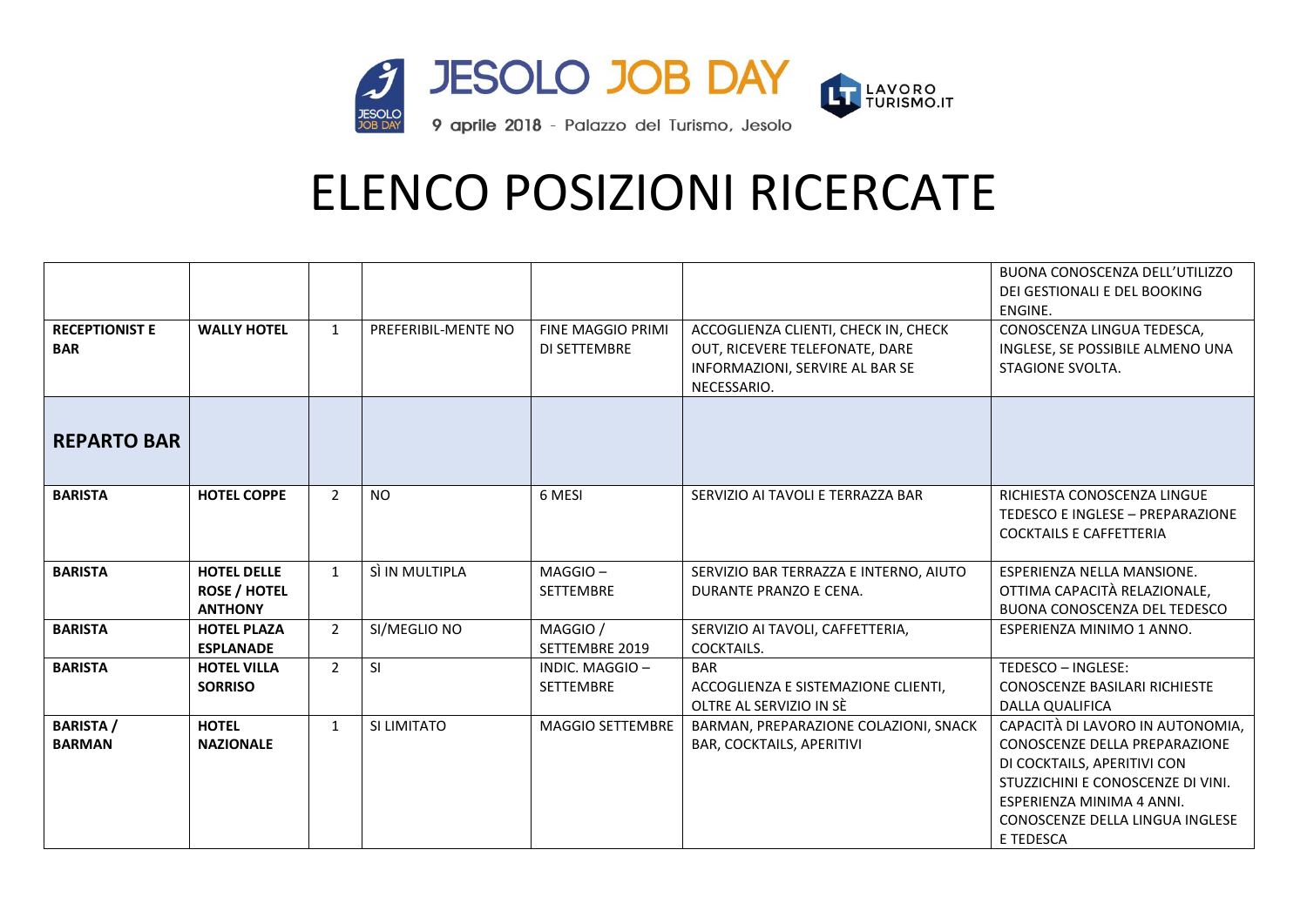# ELENCO POSIZIONI RICERCATE

| | | | | | | |
|---|---|---|---|---|---|---|
| | | | | | | BUONA CONOSCENZA DELL'UTILIZZO DEI GESTIONALI E DEL BOOKING ENGINE. |
| **RECEPTIONIST E BAR** | **WALLY HOTEL** | 1 | PREFERIBIL-MENTE NO | FINE MAGGIO PRIMI DI SETTEMBRE | ACCOGLIENZA CLIENTI, CHECK IN, CHECK OUT, RICEVERE TELEFONATE, DARE INFORMAZIONI, SERVIRE AL BAR SE NECESSARIO. | CONOSCENZA LINGUA TEDESCA, INGLESE, SE POSSIBILE ALMENO UNA STAGIONE SVOLTA. |
| **REPARTO BAR** | | | | | | |
| **BARISTA** | **HOTEL COPPE** | 2 | NO | 6 MESI | SERVIZIO AI TAVOLI E TERRAZZA BAR | RICHIESTA CONOSCENZA LINGUE TEDESCO E INGLESE – PREPARAZIONE COCKTAILS E CAFFETTERIA |
| **BARISTA** | **HOTEL DELLE ROSE / HOTEL ANTHONY** | 1 | SÌ IN MULTIPLA | MAGGIO – SETTEMBRE | SERVIZIO BAR TERRAZZA E INTERNO, AIUTO DURANTE PRANZO E CENA. | ESPERIENZA NELLA MANSIONE. OTTIMA CAPACITÀ RELAZIONALE, BUONA CONOSCENZA DEL TEDESCO |
| **BARISTA** | **HOTEL PLAZA ESPLANADE** | 2 | SI/MEGLIO NO | MAGGIO / SETTEMBRE 2019 | SERVIZIO AI TAVOLI, CAFFETTERIA, COCKTAILS. | ESPERIENZA MINIMO 1 ANNO. |
| **BARISTA** | **HOTEL VILLA SORRISO** | 2 | SI | INDIC. MAGGIO – SETTEMBRE | BAR ACCOGLIENZA E SISTEMAZIONE CLIENTI, OLTRE AL SERVIZIO IN SÈ | TEDESCO – INGLESE: CONOSCENZE BASILARI RICHIESTE DALLA QUALIFICA |
| **BARISTA / BARMAN** | **HOTEL NAZIONALE** | 1 | SI LIMITATO | MAGGIO SETTEMBRE | BARMAN, PREPARAZIONE COLAZIONI, SNACK BAR, COCKTAILS, APERITIVI | CAPACITÀ DI LAVORO IN AUTONOMIA, CONOSCENZE DELLA PREPARAZIONE DI COCKTAILS, APERITIVI CON STUZZICHINI E CONOSCENZE DI VINI. ESPERIENZA MINIMA 4 ANNI. CONOSCENZE DELLA LINGUA INGLESE E TEDESCA |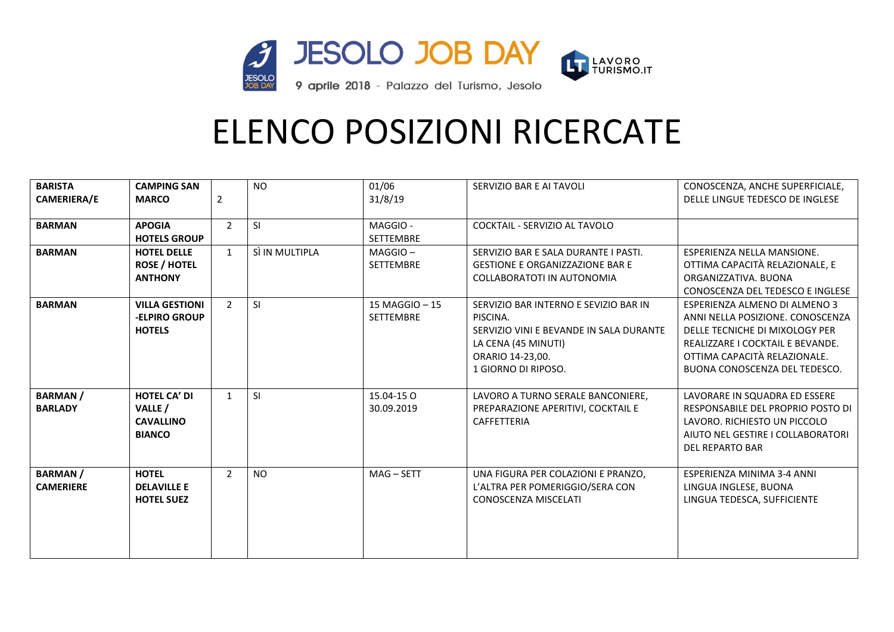# ELENCO POSIZIONI RICERCATE

| | | | | | | |
|---|---|---|---|---|---|---|
| **BARISTA CAMERIERA/E** | **CAMPING SAN MARCO** | 2 | NO | 01/06 31/8/19 | SERVIZIO BAR E AI TAVOLI | CONOSCENZA, ANCHE SUPERFICIALE, DELLE LINGUE TEDESCO DE INGLESE |
| **BARMAN** | **APOGIA HOTELS GROUP** | 2 | SI | MAGGIO - SETTEMBRE | COCKTAIL - SERVIZIO AL TAVOLO | |
| **BARMAN** | **HOTEL DELLE ROSE / HOTEL ANTHONY** | 1 | SÌ IN MULTIPLA | MAGGIO – SETTEMBRE | SERVIZIO BAR E SALA DURANTE I PASTI. GESTIONE E ORGANIZZAZIONE BAR E COLLABORATOTI IN AUTONOMIA | ESPERIENZA NELLA MANSIONE. OTTIMA CAPACITÀ RELAZIONALE, E ORGANIZZATIVA. BUONA CONOSCENZA DEL TEDESCO E INGLESE |
| **BARMAN** | **VILLA GESTIONI -ELPIRO GROUP HOTELS** | 2 | SI | 15 MAGGIO – 15 SETTEMBRE | SERVIZIO BAR INTERNO E SEVIZIO BAR IN PISCINA. SERVIZIO VINI E BEVANDE IN SALA DURANTE LA CENA (45 MINUTI) ORARIO 14-23,00. 1 GIORNO DI RIPOSO. | ESPERIENZA ALMENO DI ALMENO 3 ANNI NELLA POSIZIONE. CONOSCENZA DELLE TECNICHE DI MIXOLOGY PER REALIZZARE I COCKTAIL E BEVANDE. OTTIMA CAPACITÀ RELAZIONALE. BUONA CONOSCENZA DEL TEDESCO. |
| **BARMAN / BARLADY** | **HOTEL CA' DI VALLE / CAVALLINO BIANCO** | 1 | SI | 15.04-15 O 30.09.2019 | LAVORO A TURNO SERALE BANCONIERE, PREPARAZIONE APERITIVI, COCKTAIL E CAFFETTERIA | LAVORARE IN SQUADRA ED ESSERE RESPONSABILE DEL PROPRIO POSTO DI LAVORO. RICHIESTO UN PICCOLO AIUTO NEL GESTIRE I COLLABORATORI DEL REPARTO BAR |
| **BARMAN / CAMERIERE** | **HOTEL DELAVILLE E HOTEL SUEZ** | 2 | NO | MAG – SETT | UNA FIGURA PER COLAZIONI E PRANZO, L'ALTRA PER POMERIGGIO/SERA CON CONOSCENZA MISCELATI | ESPERIENZA MINIMA 3-4 ANNI LINGUA INGLESE, BUONA LINGUA TEDESCA, SUFFICIENTE |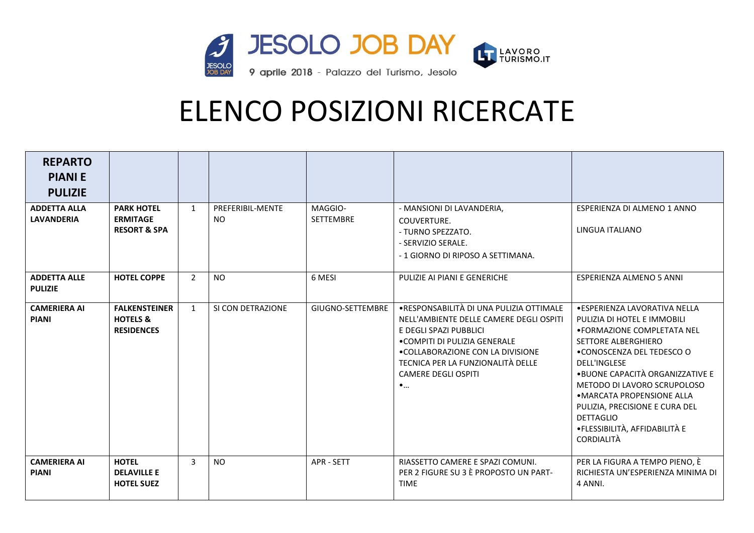JESOLO JOB DAY

9 aprile 2018 - Palazzo del Turismo, Jesolo

LAVORO TURISMO.IT

# ELENCO POSIZIONI RICERCATE

| **REPARTO PIANI E PULIZIE** | | | | | | |
|---|---|---|---|---|---|---|
| **ADDETTA ALLA LAVANDERIA** | **PARK HOTEL ERMITAGE RESORT & SPA** | 1 | PREFERIBIL-MENTE NO | MAGGIO-SETTEMBRE | - MANSIONI DI LAVANDERIA, COUVERTURE.<br>- TURNO SPEZZATO.<br>- SERVIZIO SERALE.<br>- 1 GIORNO DI RIPOSO A SETTIMANA. | ESPERIENZA DI ALMENO 1 ANNO<br><br>LINGUA ITALIANO |
| **ADDETTA ALLE PULIZIE** | **HOTEL COPPE** | 2 | NO | 6 MESI | PULIZIE AI PIANI E GENERICHE | ESPERIENZA ALMENO 5 ANNI |
| **CAMERIERA AI PIANI** | **FALKENSTEINER HOTELS & RESIDENCES** | 1 | SI CON DETRAZIONE | GIUGNO-SETTEMBRE | •RESPONSABILITÀ DI UNA PULIZIA OTTIMALE NELL'AMBIENTE DELLE CAMERE DEGLI OSPITI E DEGLI SPAZI PUBBLICI<br>•COMPITI DI PULIZIA GENERALE<br>•COLLABORAZIONE CON LA DIVISIONE TECNICA PER LA FUNZIONALITÀ DELLE CAMERE DEGLI OSPITI<br>•… | •ESPERIENZA LAVORATIVA NELLA PULIZIA DI HOTEL E IMMOBILI<br>•FORMAZIONE COMPLETATA NEL SETTORE ALBERGHIERO<br>•CONOSCENZA DEL TEDESCO O DELL'INGLESE<br>•BUONE CAPACITÀ ORGANIZZATIVE E METODO DI LAVORO SCRUPOLOSO<br>•MARCATA PROPENSIONE ALLA PULIZIA, PRECISIONE E CURA DEL DETTAGLIO<br>•FLESSIBILITÀ, AFFIDABILITÀ E CORDIALITÀ |
| **CAMERIERA AI PIANI** | **HOTEL DELAVILLE E HOTEL SUEZ** | 3 | NO | APR - SETT | RIASSETTO CAMERE E SPAZI COMUNI.<br>PER 2 FIGURE SU 3 È PROPOSTO UN PART-TIME | PER LA FIGURA A TEMPO PIENO, È RICHIESTA UN'ESPERIENZA MINIMA DI 4 ANNI. |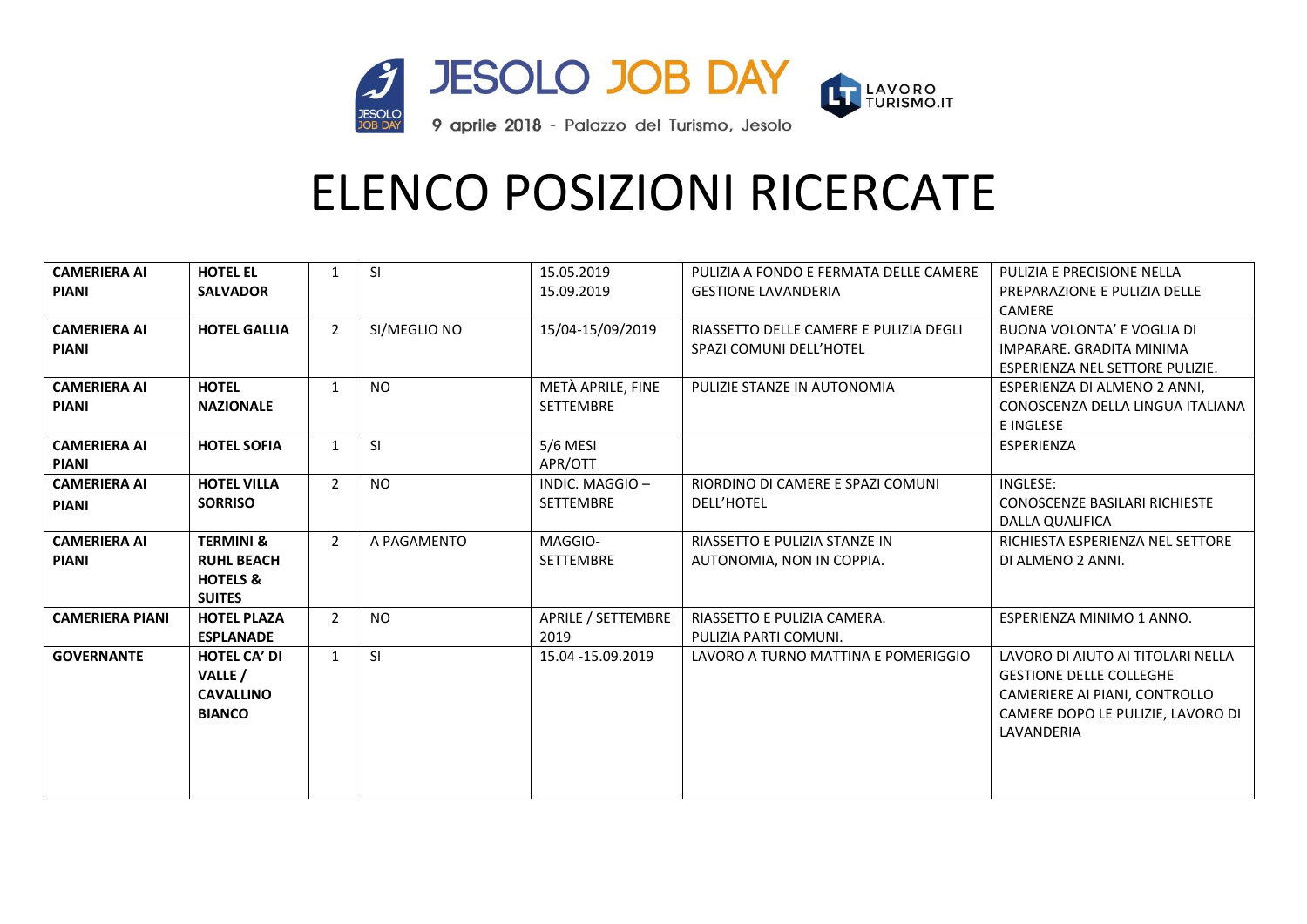JESOLO JOB DAY

9 aprile 2018 - Palazzo del Turismo, Jesolo

LAVORO TURISMO.IT

# ELENCO POSIZIONI RICERCATE

| | | | | | | |
|---|---|---|---|---|---|---|
| **CAMERIERA AI PIANI** | **HOTEL EL SALVADOR** | 1 | SI | 15.05.2019<br>15.09.2019 | PULIZIA A FONDO E FERMATA DELLE CAMERE<br>GESTIONE LAVANDERIA | PULIZIA E PRECISIONE NELLA PREPARAZIONE E PULIZIA DELLE CAMERE |
| **CAMERIERA AI PIANI** | **HOTEL GALLIA** | 2 | SI/MEGLIO NO | 15/04-15/09/2019 | RIASSETTO DELLE CAMERE E PULIZIA DEGLI SPAZI COMUNI DELL'HOTEL | BUONA VOLONTA' E VOGLIA DI IMPARARE. GRADITA MINIMA ESPERIENZA NEL SETTORE PULIZIE. |
| **CAMERIERA AI PIANI** | **HOTEL NAZIONALE** | 1 | NO | METÀ APRILE, FINE SETTEMBRE | PULIZIE STANZE IN AUTONOMIA | ESPERIENZA DI ALMENO 2 ANNI, CONOSCENZA DELLA LINGUA ITALIANA E INGLESE |
| **CAMERIERA AI PIANI** | **HOTEL SOFIA** | 1 | SI | 5/6 MESI<br>APR/OTT | | ESPERIENZA |
| **CAMERIERA AI PIANI** | **HOTEL VILLA SORRISO** | 2 | NO | INDIC. MAGGIO – SETTEMBRE | RIORDINO DI CAMERE E SPAZI COMUNI DELL'HOTEL | INGLESE:<br>CONOSCENZE BASILARI RICHIESTE DALLA QUALIFICA |
| **CAMERIERA AI PIANI** | **TERMINI & RUHL BEACH HOTELS & SUITES** | 2 | A PAGAMENTO | MAGGIO-SETTEMBRE | RIASSETTO E PULIZIA STANZE IN AUTONOMIA, NON IN COPPIA. | RICHIESTA ESPERIENZA NEL SETTORE DI ALMENO 2 ANNI. |
| **CAMERIERA PIANI** | **HOTEL PLAZA ESPLANADE** | 2 | NO | APRILE / SETTEMBRE 2019 | RIASSETTO E PULIZIA CAMERA.<br>PULIZIA PARTI COMUNI. | ESPERIENZA MINIMO 1 ANNO. |
| **GOVERNANTE** | **HOTEL CA' DI VALLE / CAVALLINO BIANCO** | 1 | SI | 15.04 -15.09.2019 | LAVORO A TURNO MATTINA E POMERIGGIO | LAVORO DI AIUTO AI TITOLARI NELLA GESTIONE DELLE COLLEGHE CAMERIERE AI PIANI, CONTROLLO CAMERE DOPO LE PULIZIE, LAVORO DI LAVANDERIA |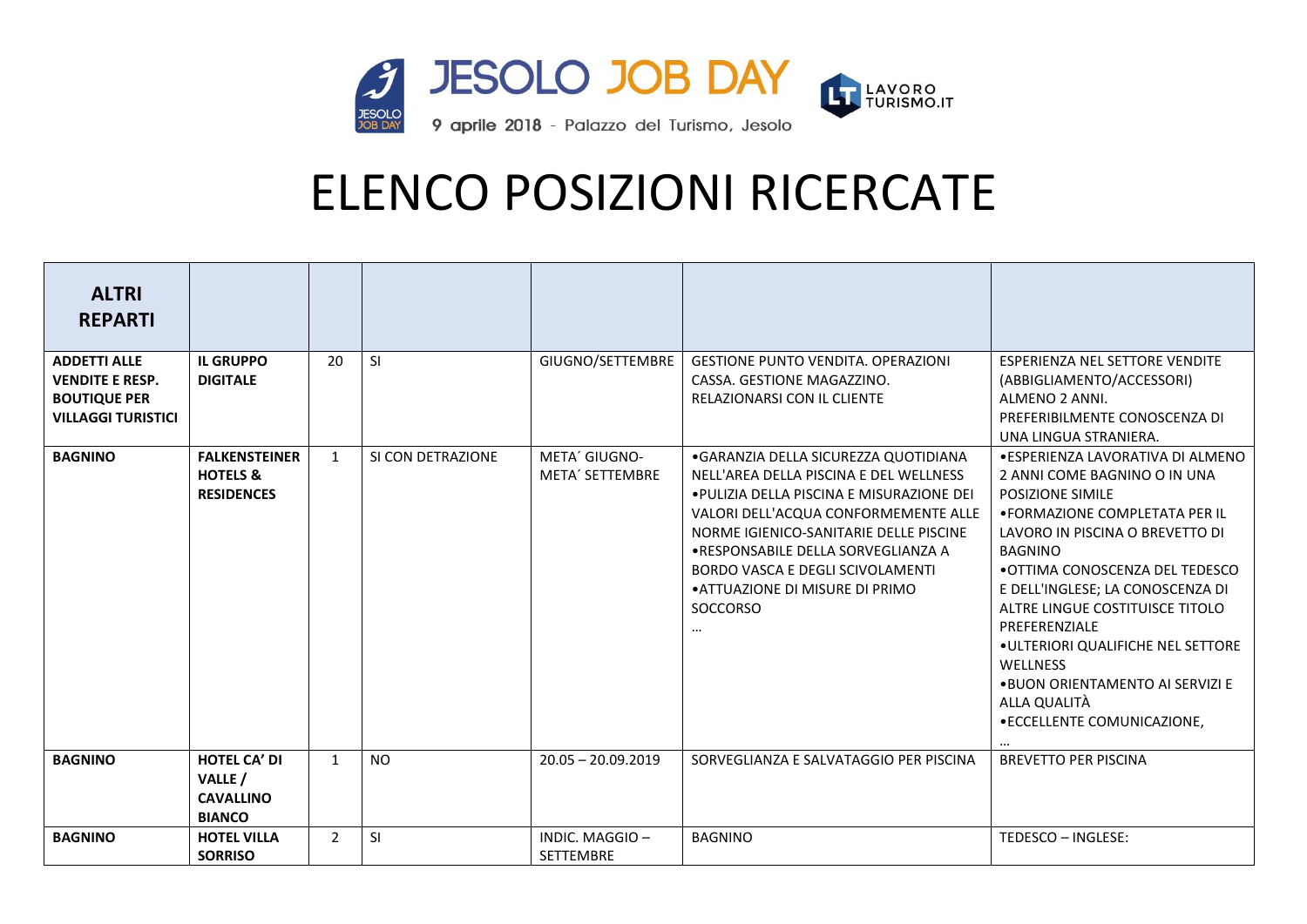JESOLO JOB DAY

9 aprile 2018 - Palazzo del Turismo, Jesolo

LAVORO TURISMO.IT

# ELENCO POSIZIONI RICERCATE

| **ALTRI REPARTI** | | | | | | |
|---|---|---|---|---|---|---|
| **ADDETTI ALLE VENDITE E RESP. BOUTIQUE PER VILLAGGI TURISTICI** | **IL GRUPPO DIGITALE** | 20 | SI | GIUGNO/SETTEMBRE | GESTIONE PUNTO VENDITA. OPERAZIONI CASSA. GESTIONE MAGAZZINO. RELAZIONARSI CON IL CLIENTE | ESPERIENZA NEL SETTORE VENDITE (ABBIGLIAMENTO/ACCESSORI) ALMENO 2 ANNI. PREFERIBILMENTE CONOSCENZA DI UNA LINGUA STRANIERA. |
| **BAGNINO** | **FALKENSTEINER HOTELS & RESIDENCES** | 1 | SI CON DETRAZIONE | META´ GIUGNO- META´ SETTEMBRE | •GARANZIA DELLA SICUREZZA QUOTIDIANA NELL'AREA DELLA PISCINA E DEL WELLNESS •PULIZIA DELLA PISCINA E MISURAZIONE DEI VALORI DELL'ACQUA CONFORMEMENTE ALLE NORME IGIENICO-SANITARIE DELLE PISCINE •RESPONSABILE DELLA SORVEGLIANZA A BORDO VASCA E DEGLI SCIVOLAMENTI •ATTUAZIONE DI MISURE DI PRIMO SOCCORSO … | •ESPERIENZA LAVORATIVA DI ALMENO 2 ANNI COME BAGNINO O IN UNA POSIZIONE SIMILE •FORMAZIONE COMPLETATA PER IL LAVORO IN PISCINA O BREVETTO DI BAGNINO •OTTIMA CONOSCENZA DEL TEDESCO E DELL'INGLESE; LA CONOSCENZA DI ALTRE LINGUE COSTITUISCE TITOLO PREFERENZIALE •ULTERIORI QUALIFICHE NEL SETTORE WELLNESS •BUON ORIENTAMENTO AI SERVIZI E ALLA QUALITÀ •ECCELLENTE COMUNICAZIONE, … |
| **BAGNINO** | **HOTEL CA' DI VALLE / CAVALLINO BIANCO** | 1 | NO | 20.05 – 20.09.2019 | SORVEGLIANZA E SALVATAGGIO PER PISCINA | BREVETTO PER PISCINA |
| **BAGNINO** | **HOTEL VILLA SORRISO** | 2 | SI | INDIC. MAGGIO – SETTEMBRE | BAGNINO | TEDESCO – INGLESE: |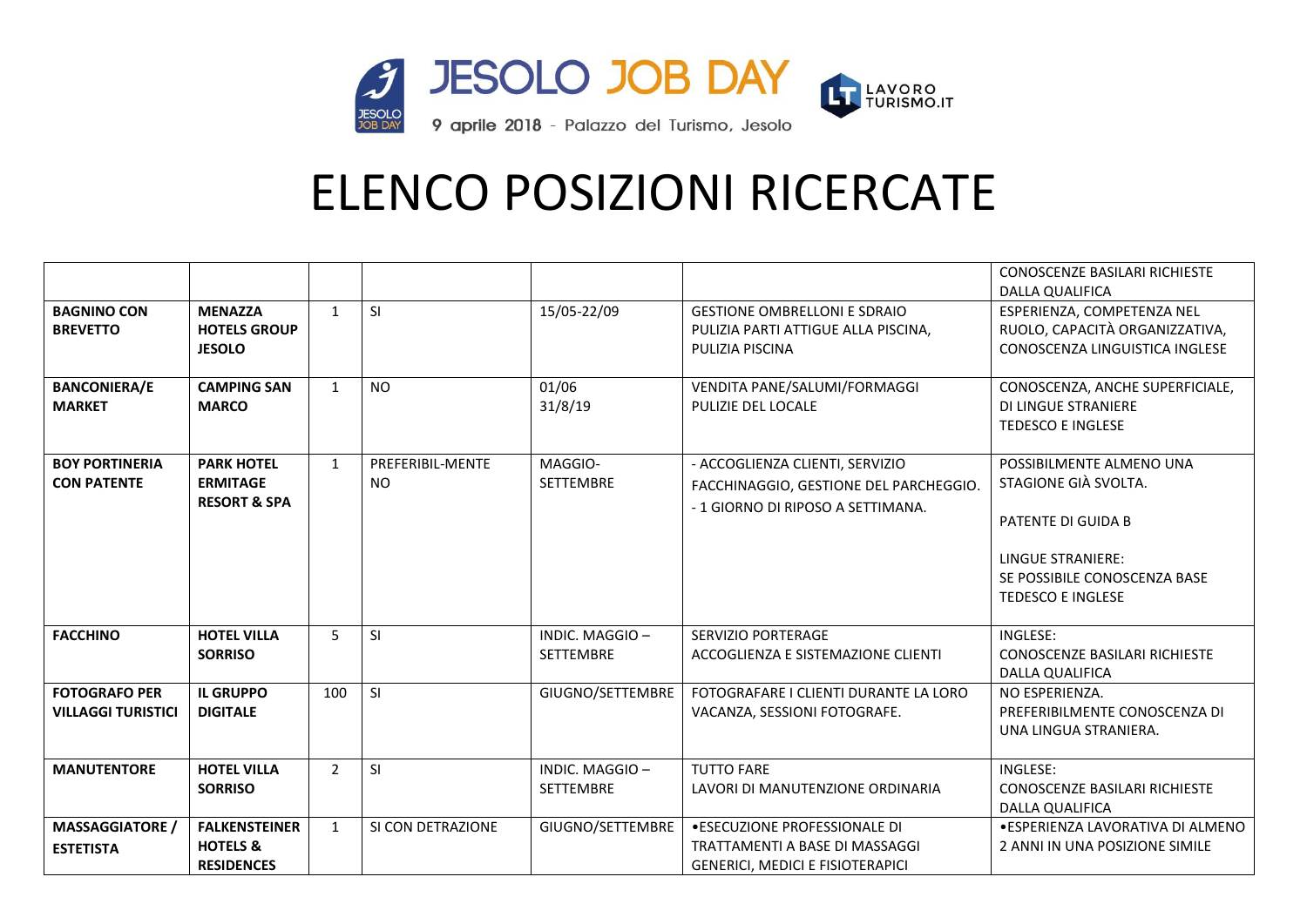JESOLO JOB DAY

9 aprile 2018 - Palazzo del Turismo, Jesolo

LAVORO TURISMO.IT

# ELENCO POSIZIONI RICERCATE

| | | | | | | |
|---|---|---|---|---|---|---|
| | | | | | | CONOSCENZE BASILARI RICHIESTE DALLA QUALIFICA |
| **BAGNINO CON BREVETTO** | **MENAZZA HOTELS GROUP JESOLO** | 1 | SI | 15/05-22/09 | GESTIONE OMBRELLONI E SDRAIO<br>PULIZIA PARTI ATTIGUE ALLA PISCINA, PULIZIA PISCINA | ESPERIENZA, COMPETENZA NEL RUOLO, CAPACITÀ ORGANIZZATIVA, CONOSCENZA LINGUISTICA INGLESE |
| **BANCONIERA/E MARKET** | **CAMPING SAN MARCO** | 1 | NO | 01/06<br>31/8/19 | VENDITA PANE/SALUMI/FORMAGGI<br>PULIZIE DEL LOCALE | CONOSCENZA, ANCHE SUPERFICIALE, DI LINGUE STRANIERE<br>TEDESCO E INGLESE |
| **BOY PORTINERIA CON PATENTE** | **PARK HOTEL ERMITAGE RESORT & SPA** | 1 | PREFERIBIL-MENTE NO | MAGGIO-SETTEMBRE | - ACCOGLIENZA CLIENTI, SERVIZIO FACCHINAGGIO, GESTIONE DEL PARCHEGGIO.<br>- 1 GIORNO DI RIPOSO A SETTIMANA. | POSSIBILMENTE ALMENO UNA STAGIONE GIÀ SVOLTA.<br><br>PATENTE DI GUIDA B<br><br>LINGUE STRANIERE:<br>SE POSSIBILE CONOSCENZA BASE TEDESCO E INGLESE |
| **FACCHINO** | **HOTEL VILLA SORRISO** | 5 | SI | INDIC. MAGGIO – SETTEMBRE | SERVIZIO PORTERAGE<br>ACCOGLIENZA E SISTEMAZIONE CLIENTI | INGLESE:<br>CONOSCENZE BASILARI RICHIESTE DALLA QUALIFICA |
| **FOTOGRAFO PER VILLAGGI TURISTICI** | **IL GRUPPO DIGITALE** | 100 | SI | GIUGNO/SETTEMBRE | FOTOGRAFARE I CLIENTI DURANTE LA LORO VACANZA, SESSIONI FOTOGRAFE. | NO ESPERIENZA.<br>PREFERIBILMENTE CONOSCENZA DI UNA LINGUA STRANIERA. |
| **MANUTENTORE** | **HOTEL VILLA SORRISO** | 2 | SI | INDIC. MAGGIO – SETTEMBRE | TUTTO FARE<br>LAVORI DI MANUTENZIONE ORDINARIA | INGLESE:<br>CONOSCENZE BASILARI RICHIESTE DALLA QUALIFICA |
| **MASSAGGIATORE / ESTETISTA** | **FALKENSTEINER HOTELS & RESIDENCES** | 1 | SI CON DETRAZIONE | GIUGNO/SETTEMBRE | •ESECUZIONE PROFESSIONALE DI TRATTAMENTI A BASE DI MASSAGGI GENERICI, MEDICI E FISIOTERAPICI | •ESPERIENZA LAVORATIVA DI ALMENO 2 ANNI IN UNA POSIZIONE SIMILE |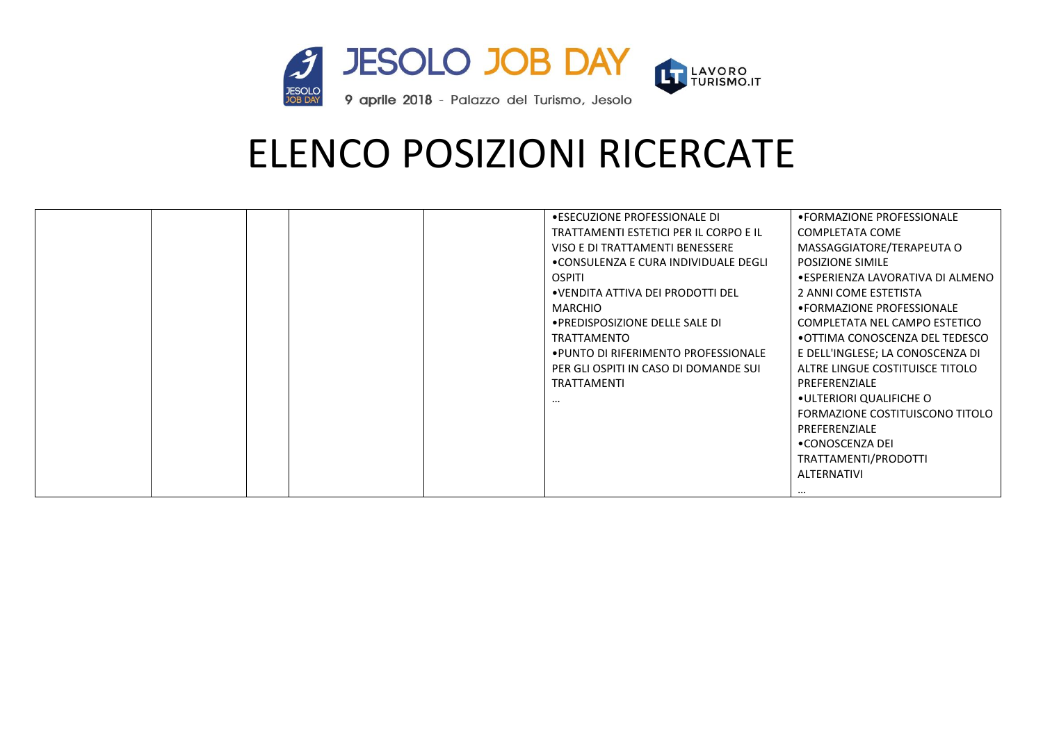# ELENCO POSIZIONI RICERCATE

| | | | | | | |
|---|---|---|---|---|---|---|
| | | | | | •ESECUZIONE PROFESSIONALE DI TRATTAMENTI ESTETICI PER IL CORPO E IL VISO E DI TRATTAMENTI BENESSERE<br>•CONSULENZA E CURA INDIVIDUALE DEGLI OSPITI<br>•VENDITA ATTIVA DEI PRODOTTI DEL MARCHIO<br>•PREDISPOSIZIONE DELLE SALE DI TRATTAMENTO<br>•PUNTO DI RIFERIMENTO PROFESSIONALE PER GLI OSPITI IN CASO DI DOMANDE SUI TRATTAMENTI<br>… | •FORMAZIONE PROFESSIONALE COMPLETATA COME MASSAGGIATORE/TERAPEUTA O POSIZIONE SIMILE<br>•ESPERIENZA LAVORATIVA DI ALMENO 2 ANNI COME ESTETISTA<br>•FORMAZIONE PROFESSIONALE COMPLETATA NEL CAMPO ESTETICO<br>•OTTIMA CONOSCENZA DEL TEDESCO E DELL'INGLESE; LA CONOSCENZA DI ALTRE LINGUE COSTITUISCE TITOLO PREFERENZIALE<br>•ULTERIORI QUALIFICHE O FORMAZIONE COSTITUISCONO TITOLO PREFERENZIALE<br>•CONOSCENZA DEI TRATTAMENTI/PRODOTTI ALTERNATIVI<br>… |